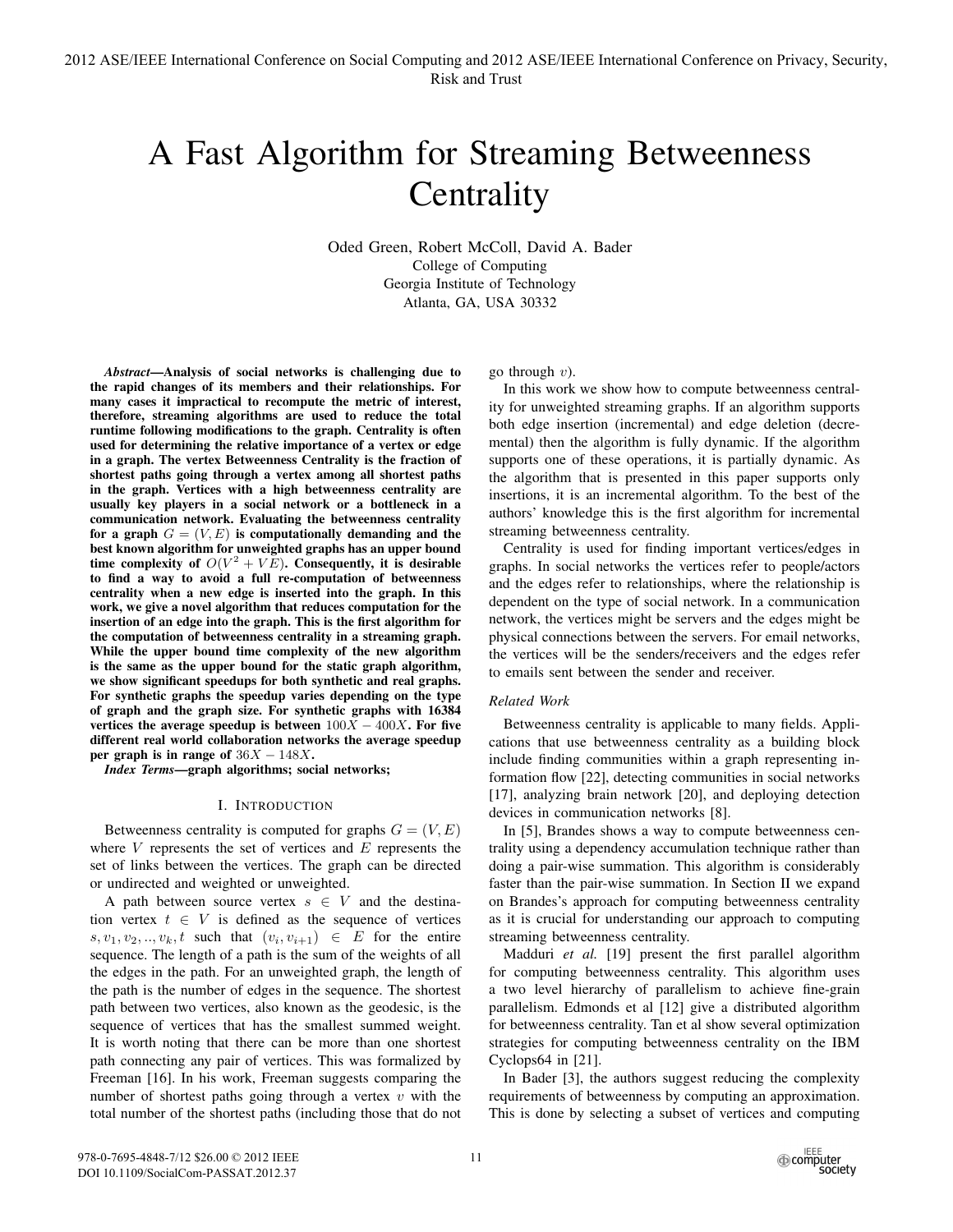# A Fast Algorithm for Streaming Betweenness Centrality

Oded Green, Robert McColl, David A. Bader
College of Computing
Georgia Institute of Technology
Atlanta, GA, USA 30332

***Abstract*—Analysis of social networks is challenging due to the rapid changes of its members and their relationships. For many cases it impractical to recompute the metric of interest, therefore, streaming algorithms are used to reduce the total runtime following modifications to the graph. Centrality is often used for determining the relative importance of a vertex or edge in a graph. The vertex Betweenness Centrality is the fraction of shortest paths going through a vertex among all shortest paths in the graph. Vertices with a high betweenness centrality are usually key players in a social network or a bottleneck in a communication network. Evaluating the betweenness centrality for a graph $G = (V, E)$ is computationally demanding and the best known algorithm for unweighted graphs has an upper bound time complexity of $O(V^2 + VE)$. Consequently, it is desirable to find a way to avoid a full re-computation of betweenness centrality when a new edge is inserted into the graph. In this work, we give a novel algorithm that reduces computation for the insertion of an edge into the graph. This is the first algorithm for the computation of betweenness centrality in a streaming graph. While the upper bound time complexity of the new algorithm is the same as the upper bound for the static graph algorithm, we show significant speedups for both synthetic and real graphs. For synthetic graphs the speedup varies depending on the type of graph and the graph size. For synthetic graphs with 16384 vertices the average speedup is between $100X - 400X$. For five different real world collaboration networks the average speedup per graph is in range of $36X - 148X$.**

***Index Terms*—graph algorithms; social networks;**

## I. Introduction

Betweenness centrality is computed for graphs $G = (V, E)$ where $V$ represents the set of vertices and $E$ represents the set of links between the vertices. The graph can be directed or undirected and weighted or unweighted.

A path between source vertex $s \in V$ and the destination vertex $t \in V$ is defined as the sequence of vertices $s, v_1, v_2, .., v_k, t$ such that $(v_i, v_{i+1}) \in E$ for the entire sequence. The length of a path is the sum of the weights of all the edges in the path. For an unweighted graph, the length of the path is the number of edges in the sequence. The shortest path between two vertices, also known as the geodesic, is the sequence of vertices that has the smallest summed weight. It is worth noting that there can be more than one shortest path connecting any pair of vertices. This was formalized by Freeman [16]. In his work, Freeman suggests comparing the number of shortest paths going through a vertex $v$ with the total number of the shortest paths (including those that do not go through $v$).

In this work we show how to compute betweenness centrality for unweighted streaming graphs. If an algorithm supports both edge insertion (incremental) and edge deletion (decremental) then the algorithm is fully dynamic. If the algorithm supports one of these operations, it is partially dynamic. As the algorithm that is presented in this paper supports only insertions, it is an incremental algorithm. To the best of the authors' knowledge this is the first algorithm for incremental streaming betweenness centrality.

Centrality is used for finding important vertices/edges in graphs. In social networks the vertices refer to people/actors and the edges refer to relationships, where the relationship is dependent on the type of social network. In a communication network, the vertices might be servers and the edges might be physical connections between the servers. For email networks, the vertices will be the senders/receivers and the edges refer to emails sent between the sender and receiver.

### *Related Work*

Betweenness centrality is applicable to many fields. Applications that use betweenness centrality as a building block include finding communities within a graph representing information flow [22], detecting communities in social networks [17], analyzing brain network [20], and deploying detection devices in communication networks [8].

In [5], Brandes shows a way to compute betweenness centrality using a dependency accumulation technique rather than doing a pair-wise summation. This algorithm is considerably faster than the pair-wise summation. In Section II we expand on Brandes's approach for computing betweenness centrality as it is crucial for understanding our approach to computing streaming betweenness centrality.

Madduri *et al.* [19] present the first parallel algorithm for computing betweenness centrality. This algorithm uses a two level hierarchy of parallelism to achieve fine-grain parallelism. Edmonds et al [12] give a distributed algorithm for betweenness centrality. Tan et al show several optimization strategies for computing betweenness centrality on the IBM Cyclops64 in [21].

In Bader [3], the authors suggest reducing the complexity requirements of betweenness by computing an approximation. This is done by selecting a subset of vertices and computing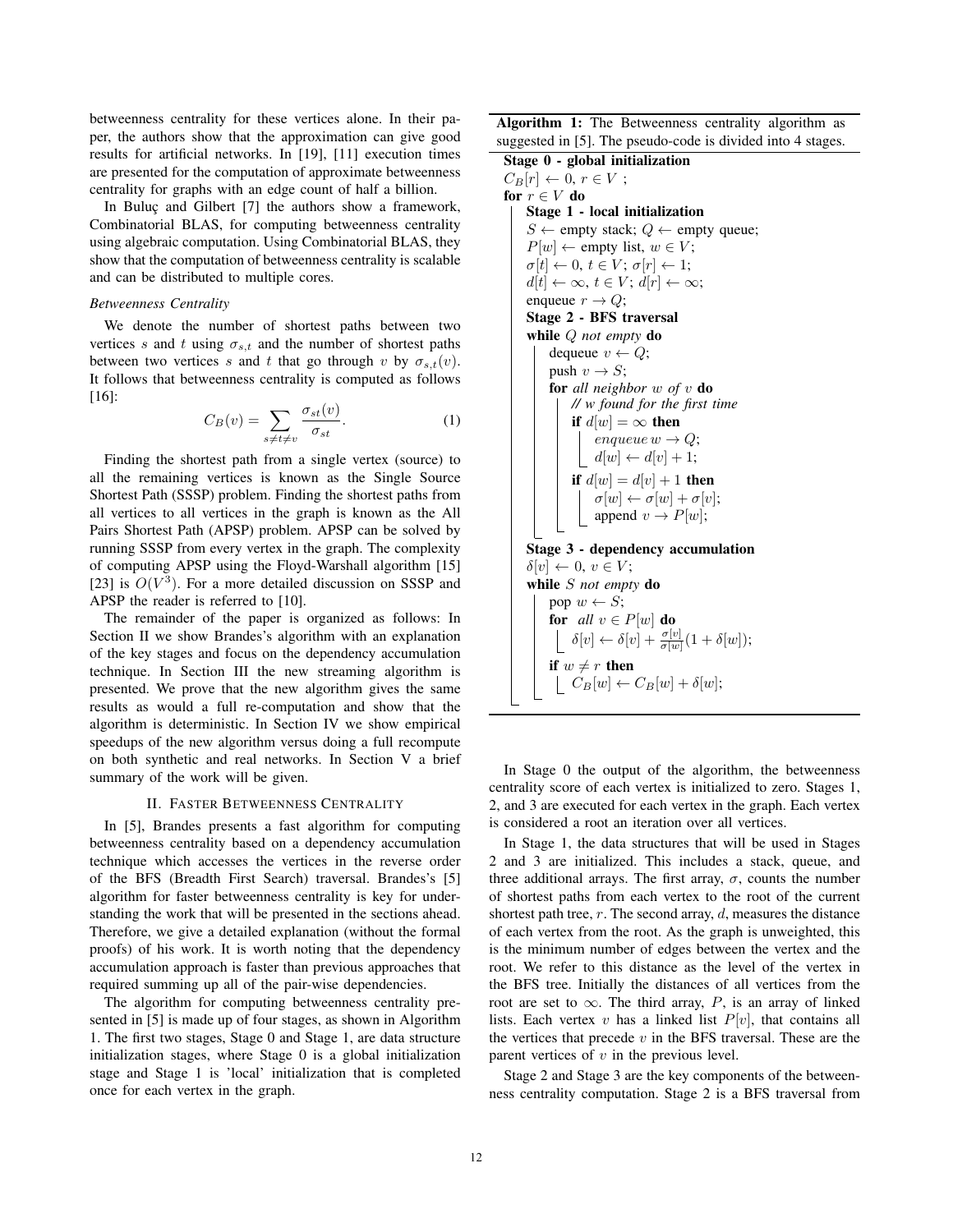betweenness centrality for these vertices alone. In their paper, the authors show that the approximation can give good results for artificial networks. In [19], [11] execution times are presented for the computation of approximate betweenness centrality for graphs with an edge count of half a billion.

In Buluç and Gilbert [7] the authors show a framework, Combinatorial BLAS, for computing betweenness centrality using algebraic computation. Using Combinatorial BLAS, they show that the computation of betweenness centrality is scalable and can be distributed to multiple cores.

*Betweenness Centrality*

We denote the number of shortest paths between two vertices $s$ and $t$ using $\sigma_{s,t}$ and the number of shortest paths between two vertices $s$ and $t$ that go through $v$ by $\sigma_{s,t}(v)$. It follows that betweenness centrality is computed as follows [16]:

$$C_B(v) = \sum_{s \neq t \neq v} \frac{\sigma_{st}(v)}{\sigma_{st}}. \tag{1}$$

Finding the shortest path from a single vertex (source) to all the remaining vertices is known as the Single Source Shortest Path (SSSP) problem. Finding the shortest paths from all vertices to all vertices in the graph is known as the All Pairs Shortest Path (APSP) problem. APSP can be solved by running SSSP from every vertex in the graph. The complexity of computing APSP using the Floyd-Warshall algorithm [15] [23] is $O(V^3)$. For a more detailed discussion on SSSP and APSP the reader is referred to [10].

The remainder of the paper is organized as follows: In Section II we show Brandes's algorithm with an explanation of the key stages and focus on the dependency accumulation technique. In Section III the new streaming algorithm is presented. We prove that the new algorithm gives the same results as would a full re-computation and show that the algorithm is deterministic. In Section IV we show empirical speedups of the new algorithm versus doing a full recompute on both synthetic and real networks. In Section V a brief summary of the work will be given.

## II. Faster Betweenness Centrality

In [5], Brandes presents a fast algorithm for computing betweenness centrality based on a dependency accumulation technique which accesses the vertices in the reverse order of the BFS (Breadth First Search) traversal. Brandes's [5] algorithm for faster betweenness centrality is key for understanding the work that will be presented in the sections ahead. Therefore, we give a detailed explanation (without the formal proofs) of his work. It is worth noting that the dependency accumulation approach is faster than previous approaches that required summing up all of the pair-wise dependencies.

The algorithm for computing betweenness centrality presented in [5] is made up of four stages, as shown in Algorithm 1. The first two stages, Stage 0 and Stage 1, are data structure initialization stages, where Stage 0 is a global initialization stage and Stage 1 is 'local' initialization that is completed once for each vertex in the graph.

**Algorithm 1:** The Betweenness centrality algorithm as suggested in [5]. The pseudo-code is divided into 4 stages.

```
Stage 0 - global initialization
C_B[r] ← 0, r ∈ V ;
for r ∈ V do
    Stage 1 - local initialization
    S ← empty stack; Q ← empty queue;
    P[w] ← empty list, w ∈ V;
    σ[t] ← 0, t ∈ V; σ[r] ← 1;
    d[t] ← ∞, t ∈ V; d[r] ← ∞;
    enqueue r → Q;
    Stage 2 - BFS traversal
    while Q not empty do
        dequeue v ← Q;
        push v → S;
        for all neighbor w of v do
            // w found for the first time
            if d[w] = ∞ then
                enqueue w → Q;
                d[w] ← d[v] + 1;
            if d[w] = d[v] + 1 then
                σ[w] ← σ[w] + σ[v];
                append v → P[w];
    Stage 3 - dependency accumulation
    δ[v] ← 0, v ∈ V;
    while S not empty do
        pop w ← S;
        for all v ∈ P[w] do
            δ[v] ← δ[v] + (σ[v]/σ[w])(1 + δ[w]);
        if w ≠ r then
            C_B[w] ← C_B[w] + δ[w];
```

In Stage 0 the output of the algorithm, the betweenness centrality score of each vertex is initialized to zero. Stages 1, 2, and 3 are executed for each vertex in the graph. Each vertex is considered a root an iteration over all vertices.

In Stage 1, the data structures that will be used in Stages 2 and 3 are initialized. This includes a stack, queue, and three additional arrays. The first array, $\sigma$, counts the number of shortest paths from each vertex to the root of the current shortest path tree, $r$. The second array, $d$, measures the distance of each vertex from the root. As the graph is unweighted, this is the minimum number of edges between the vertex and the root. We refer to this distance as the level of the vertex in the BFS tree. Initially the distances of all vertices from the root are set to $\infty$. The third array, $P$, is an array of linked lists. Each vertex $v$ has a linked list $P[v]$, that contains all the vertices that precede $v$ in the BFS traversal. These are the parent vertices of $v$ in the previous level.

Stage 2 and Stage 3 are the key components of the betweenness centrality computation. Stage 2 is a BFS traversal from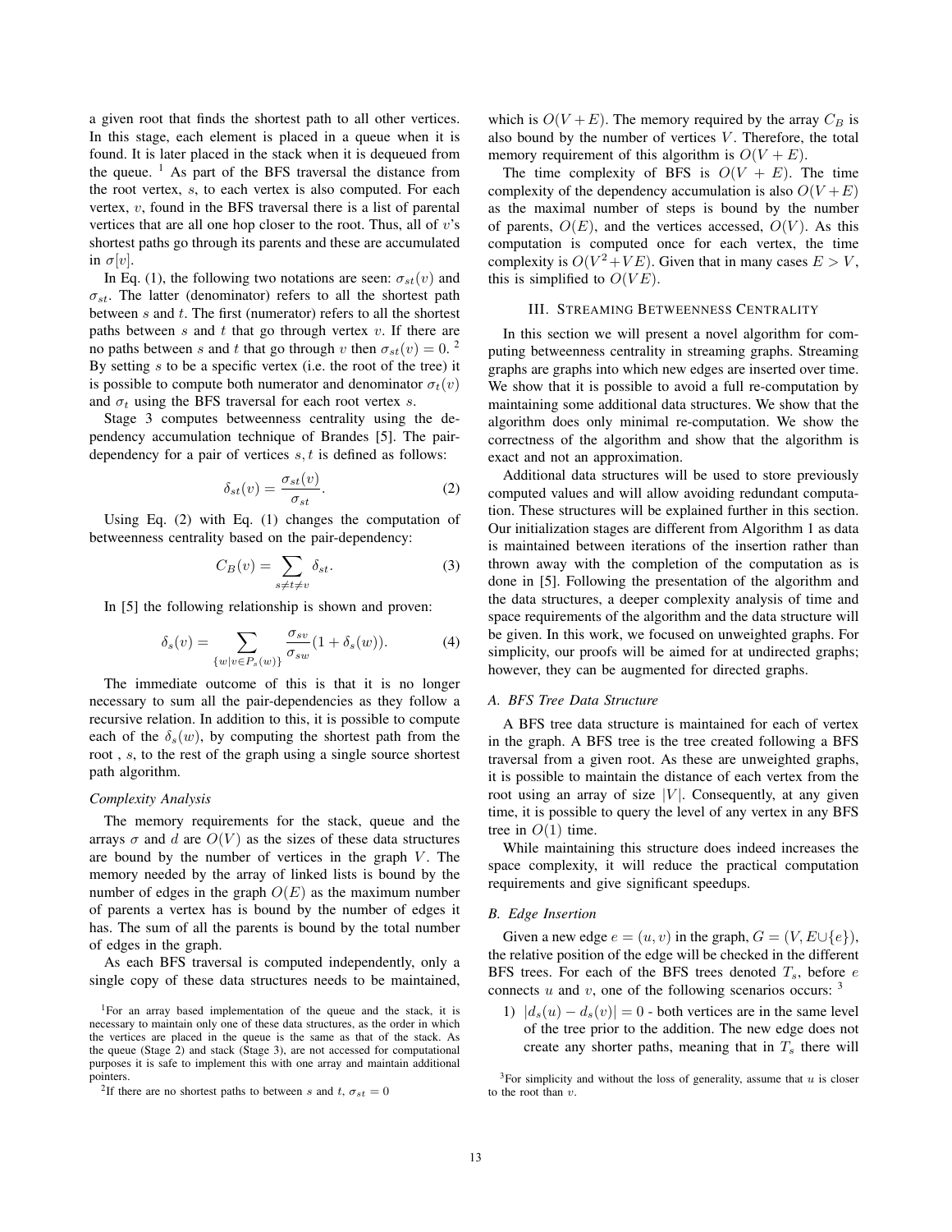a given root that finds the shortest path to all other vertices. In this stage, each element is placed in a queue when it is found. It is later placed in the stack when it is dequeued from the queue. [1] As part of the BFS traversal the distance from the root vertex, $s$, to each vertex is also computed. For each vertex, $v$, found in the BFS traversal there is a list of parental vertices that are all one hop closer to the root. Thus, all of $v$'s shortest paths go through its parents and these are accumulated in $\sigma[v]$.

In Eq. (1), the following two notations are seen: $\sigma_{st}(v)$ and $\sigma_{st}$. The latter (denominator) refers to all the shortest path between $s$ and $t$. The first (numerator) refers to all the shortest paths between $s$ and $t$ that go through vertex $v$. If there are no paths between $s$ and $t$ that go through $v$ then $\sigma_{st}(v) = 0$. [2] By setting $s$ to be a specific vertex (i.e. the root of the tree) it is possible to compute both numerator and denominator $\sigma_t(v)$ and $\sigma_t$ using the BFS traversal for each root vertex $s$.

Stage 3 computes betweenness centrality using the dependency accumulation technique of Brandes [5]. The pair-dependency for a pair of vertices $s, t$ is defined as follows:

$$\delta_{st}(v) = \frac{\sigma_{st}(v)}{\sigma_{st}}. \tag{2}$$

Using Eq. (2) with Eq. (1) changes the computation of betweenness centrality based on the pair-dependency:

$$C_B(v) = \sum_{s \neq t \neq v} \delta_{st}. \tag{3}$$

In [5] the following relationship is shown and proven:

$$\delta_s(v) = \sum_{\{w | v \in P_s(w)\}} \frac{\sigma_{sv}}{\sigma_{sw}}(1 + \delta_s(w)). \tag{4}$$

The immediate outcome of this is that it is no longer necessary to sum all the pair-dependencies as they follow a recursive relation. In addition to this, it is possible to compute each of the $\delta_s(w)$, by computing the shortest path from the root , $s$, to the rest of the graph using a single source shortest path algorithm.

### *Complexity Analysis*

The memory requirements for the stack, queue and the arrays $\sigma$ and $d$ are $O(V)$ as the sizes of these data structures are bound by the number of vertices in the graph $V$. The memory needed by the array of linked lists is bound by the number of edges in the graph $O(E)$ as the maximum number of parents a vertex has is bound by the number of edges it has. The sum of all the parents is bound by the total number of edges in the graph.

As each BFS traversal is computed independently, only a single copy of these data structures needs to be maintained, which is $O(V + E)$. The memory required by the array $C_B$ is also bound by the number of vertices $V$. Therefore, the total memory requirement of this algorithm is $O(V + E)$.

The time complexity of BFS is $O(V + E)$. The time complexity of the dependency accumulation is also $O(V + E)$ as the maximal number of steps is bound by the number of parents, $O(E)$, and the vertices accessed, $O(V)$. As this computation is computed once for each vertex, the time complexity is $O(V^2 + VE)$. Given that in many cases $E > V$, this is simplified to $O(VE)$.

## III. Streaming Betweenness Centrality

In this section we will present a novel algorithm for computing betweenness centrality in streaming graphs. Streaming graphs are graphs into which new edges are inserted over time. We show that it is possible to avoid a full re-computation by maintaining some additional data structures. We show that the algorithm does only minimal re-computation. We show the correctness of the algorithm and show that the algorithm is exact and not an approximation.

Additional data structures will be used to store previously computed values and will allow avoiding redundant computation. These structures will be explained further in this section. Our initialization stages are different from Algorithm 1 as data is maintained between iterations of the insertion rather than thrown away with the completion of the computation as is done in [5]. Following the presentation of the algorithm and the data structures, a deeper complexity analysis of time and space requirements of the algorithm and the data structure will be given. In this work, we focused on unweighted graphs. For simplicity, our proofs will be aimed for at undirected graphs; however, they can be augmented for directed graphs.

### *A. BFS Tree Data Structure*

A BFS tree data structure is maintained for each of vertex in the graph. A BFS tree is the tree created following a BFS traversal from a given root. As these are unweighted graphs, it is possible to maintain the distance of each vertex from the root using an array of size $|V|$. Consequently, at any given time, it is possible to query the level of any vertex in any BFS tree in $O(1)$ time.

While maintaining this structure does indeed increases the space complexity, it will reduce the practical computation requirements and give significant speedups.

### *B. Edge Insertion*

Given a new edge $e = (u, v)$ in the graph, $G = (V, E \cup \{e\})$, the relative position of the edge will be checked in the different BFS trees. For each of the BFS trees denoted $T_s$, before $e$ connects $u$ and $v$, one of the following scenarios occurs: [3]

1) $|d_s(u) - d_s(v)| = 0$ - both vertices are in the same level of the tree prior to the addition. The new edge does not create any shorter paths, meaning that in $T_s$ there will

[1] For an array based implementation of the queue and the stack, it is necessary to maintain only one of these data structures, as the order in which the vertices are placed in the queue is the same as that of the stack. As the queue (Stage 2) and stack (Stage 3), are not accessed for computational purposes it is safe to implement this with one array and maintain additional pointers.

[2] If there are no shortest paths to between $s$ and $t$, $\sigma_{st} = 0$

[3] For simplicity and without the loss of generality, assume that $u$ is closer to the root than $v$.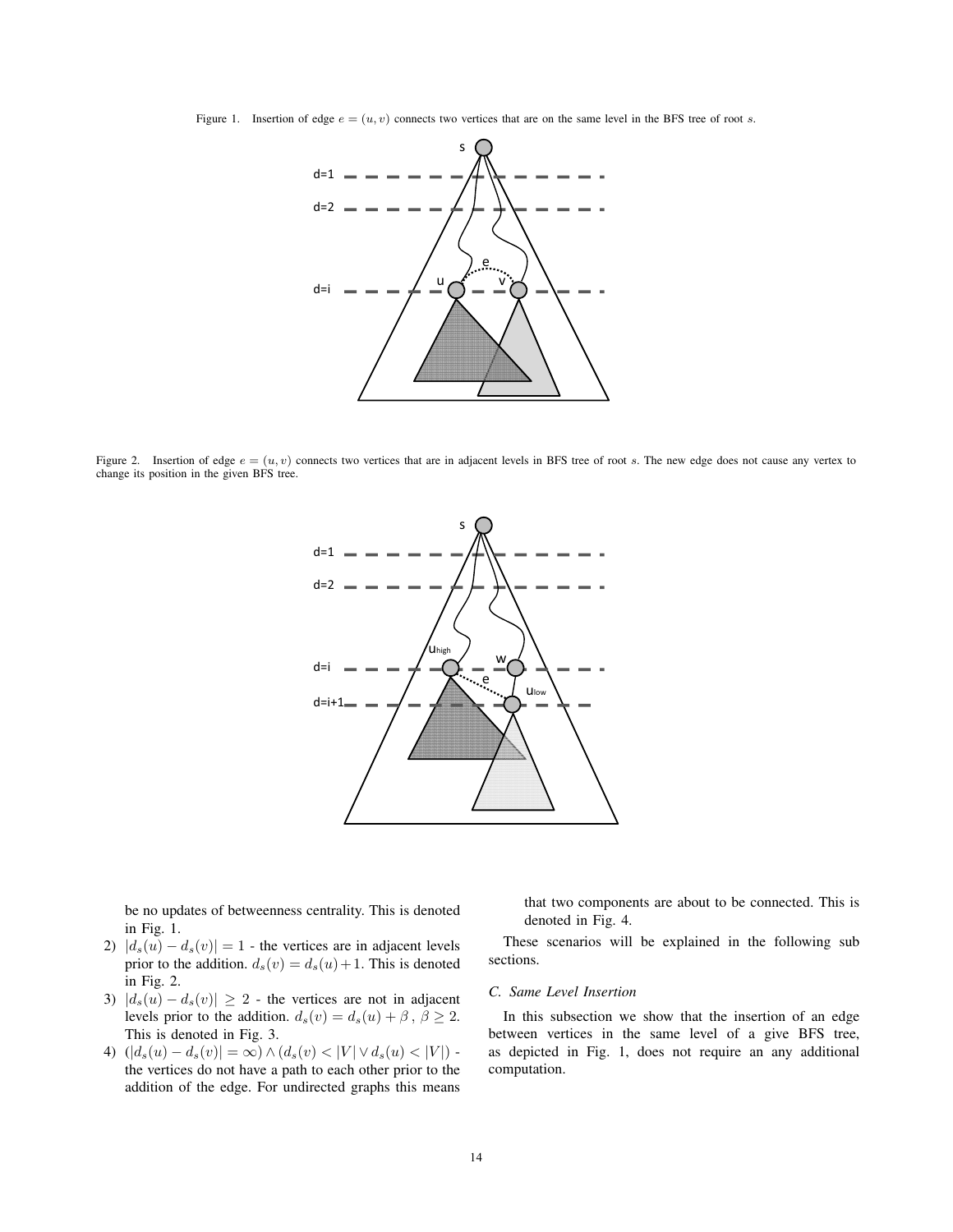Figure 1. Insertion of edge $e = (u, v)$ connects two vertices that are on the same level in the BFS tree of root $s$.

Figure 2. Insertion of edge $e = (u, v)$ connects two vertices that are in adjacent levels in BFS tree of root $s$. The new edge does not cause any vertex to change its position in the given BFS tree.

be no updates of betweenness centrality. This is denoted in Fig. 1.

2) $|d_s(u) - d_s(v)| = 1$ - the vertices are in adjacent levels prior to the addition. $d_s(v) = d_s(u) + 1$. This is denoted in Fig. 2.
3) $|d_s(u) - d_s(v)| \geq 2$ - the vertices are not in adjacent levels prior to the addition. $d_s(v) = d_s(u) + \beta$ , $\beta \geq 2$. This is denoted in Fig. 3.
4) $(|d_s(u) - d_s(v)| = \infty) \wedge (d_s(v) < |V| \vee d_s(u) < |V|)$ - the vertices do not have a path to each other prior to the addition of the edge. For undirected graphs this means that two components are about to be connected. This is denoted in Fig. 4.

These scenarios will be explained in the following sub sections.

### C. Same Level Insertion

In this subsection we show that the insertion of an edge between vertices in the same level of a give BFS tree, as depicted in Fig. 1, does not require an any additional computation.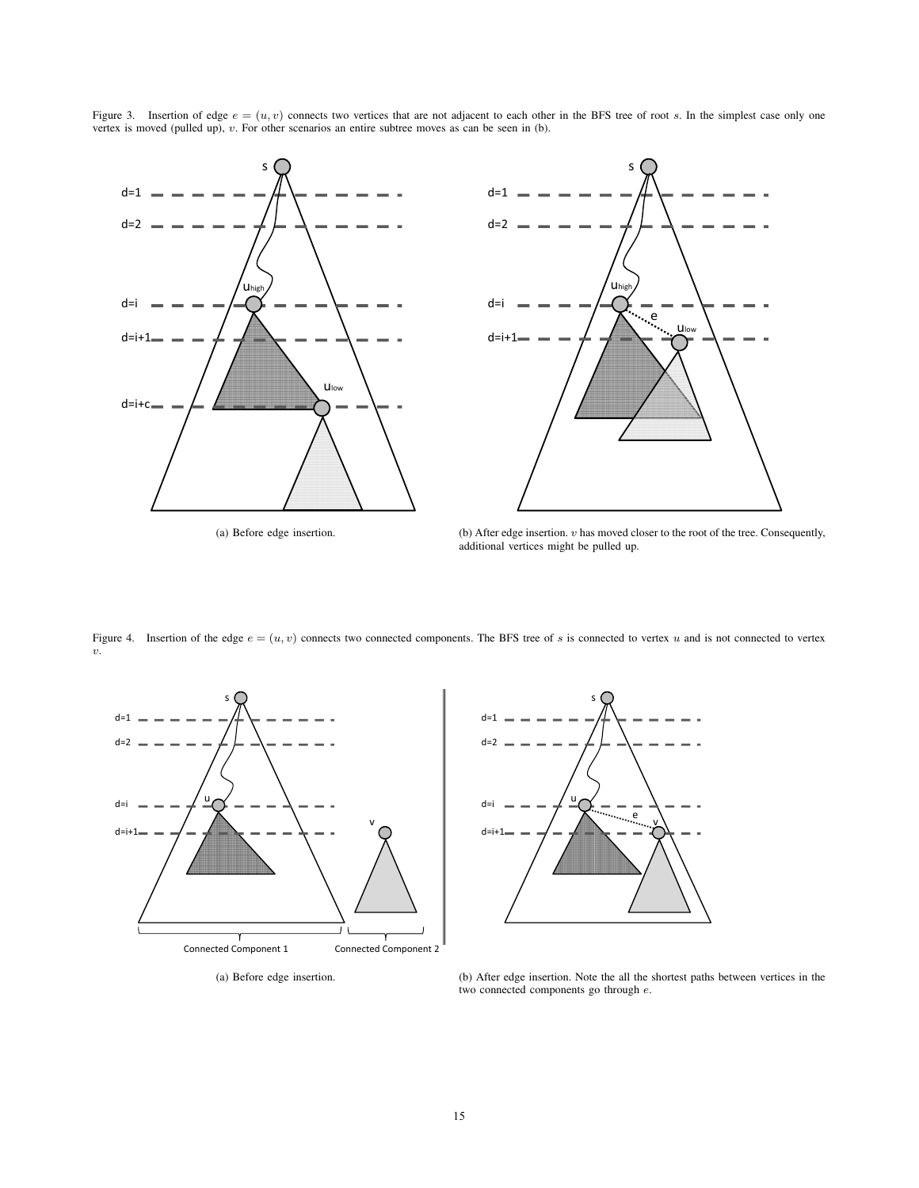Figure 3. Insertion of edge $e = (u, v)$ connects two vertices that are not adjacent to each other in the BFS tree of root $s$. In the simplest case only one vertex is moved (pulled up), $v$. For other scenarios an entire subtree moves as can be seen in (b).

(a) Before edge insertion.

(b) After edge insertion. $v$ has moved closer to the root of the tree. Consequently, additional vertices might be pulled up.

Figure 4. Insertion of the edge $e = (u, v)$ connects two connected components. The BFS tree of $s$ is connected to vertex $u$ and is not connected to vertex $v$.

(a) Before edge insertion.

(b) After edge insertion. Note the all the shortest paths between vertices in the two connected components go through $e$.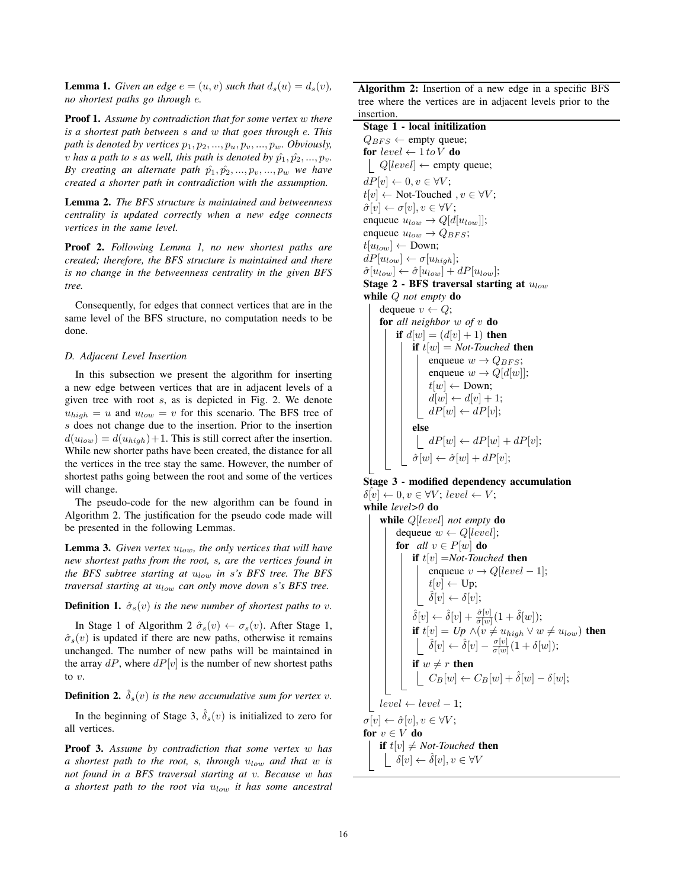**Lemma 1.** *Given an edge $e = (u, v)$ such that $d_s(u) = d_s(v)$, no shortest paths go through $e$.*

**Proof 1.** *Assume by contradiction that for some vertex $w$ there is a shortest path between $s$ and $w$ that goes through $e$. This path is denoted by vertices $p_1, p_2, ..., p_u, p_v, ..., p_w$. Obviously, $v$ has a path to $s$ as well, this path is denoted by $\hat{p_1}, \hat{p_2}, ..., p_v$. By creating an alternate path $\hat{p_1}, \hat{p_2}, ..., p_v, ..., p_w$ we have created a shorter path in contradiction with the assumption.*

**Lemma 2.** *The BFS structure is maintained and betweenness centrality is updated correctly when a new edge connects vertices in the same level.*

**Proof 2.** *Following Lemma 1, no new shortest paths are created; therefore, the BFS structure is maintained and there is no change in the betweenness centrality in the given BFS tree.*

Consequently, for edges that connect vertices that are in the same level of the BFS structure, no computation needs to be done.

### D. Adjacent Level Insertion

In this subsection we present the algorithm for inserting a new edge between vertices that are in adjacent levels of a given tree with root $s$, as is depicted in Fig. 2. We denote $u_{high} = u$ and $u_{low} = v$ for this scenario. The BFS tree of $s$ does not change due to the insertion. Prior to the insertion $d(u_{low}) = d(u_{high}) + 1$. This is still correct after the insertion. While new shorter paths have been created, the distance for all the vertices in the tree stay the same. However, the number of shortest paths going between the root and some of the vertices will change.

The pseudo-code for the new algorithm can be found in Algorithm 2. The justification for the pseudo code made will be presented in the following Lemmas.

**Lemma 3.** *Given vertex $u_{low}$, the only vertices that will have new shortest paths from the root, $s$, are the vertices found in the BFS subtree starting at $u_{low}$ in $s$'s BFS tree. The BFS traversal starting at $u_{low}$ can only move down $s$'s BFS tree.*

**Definition 1.** *$\hat{\sigma}_s(v)$ is the new number of shortest paths to $v$.*

In Stage 1 of Algorithm 2 $\hat{\sigma}_s(v) \leftarrow \sigma_s(v)$. After Stage 1, $\hat{\sigma}_s(v)$ is updated if there are new paths, otherwise it remains unchanged. The number of new paths will be maintained in the array $dP$, where $dP[v]$ is the number of new shortest paths to $v$.

**Definition 2.** *$\hat{\delta}_s(v)$ is the new accumulative sum for vertex $v$.*

In the beginning of Stage 3, $\hat{\delta}_s(v)$ is initialized to zero for all vertices.

**Proof 3.** *Assume by contradiction that some vertex $w$ has a shortest path to the root, $s$, through $u_{low}$ and that $w$ is not found in a BFS traversal starting at $v$. Because $w$ has a shortest path to the root via $u_{low}$ it has some ancestral*

**Algorithm 2:** Insertion of a new edge in a specific BFS tree where the vertices are in adjacent levels prior to the insertion.

```
Stage 1 - local initilization
Q_BFS ← empty queue;
for level ← 1 to V do
    Q[level] ← empty queue;
dP[v] ← 0, v ∈ ∀V;
t[v] ← Not-Touched , v ∈ ∀V;
σ̂[v] ← σ[v], v ∈ ∀V;
enqueue u_low → Q[d[u_low]];
enqueue u_low → Q_BFS;
t[u_low] ← Down;
dP[u_low] ← σ[u_high];
σ̂[u_low] ← σ̂[u_low] + dP[u_low];
Stage 2 - BFS traversal starting at u_low
while Q not empty do
    dequeue v ← Q;
    for all neighbor w of v do
        if d[w] = (d[v] + 1) then
            if t[w] = Not-Touched then
                enqueue w → Q_BFS;
                enqueue w → Q[d[w]];
                t[w] ← Down;
                d[w] ← d[v] + 1;
                dP[w] ← dP[v];
            else
                dP[w] ← dP[w] + dP[v];
            σ̂[w] ← σ̂[w] + dP[v];
Stage 3 - modified dependency accumulation
δ̂[v] ← 0, v ∈ ∀V; level ← V;
while level>0 do
    while Q[level] not empty do
        dequeue w ← Q[level];
        for all v ∈ P[w] do
            if t[v] = Not-Touched then
                enqueue v → Q[level − 1];
                t[v] ← Up;
                δ̂[v] ← δ[v];
            δ̂[v] ← δ̂[v] + (σ̂[v]/σ̂[w])(1 + δ̂[w]);
            if t[v] = Up ∧ (v ≠ u_high ∨ w ≠ u_low) then
                δ̂[v] ← δ̂[v] − (σ[v]/σ[w])(1 + δ[w]);
            if w ≠ r then
                C_B[w] ← C_B[w] + δ̂[w] − δ[w];
    level ← level − 1;
σ[v] ← σ̂[v], v ∈ ∀V;
for v ∈ V do
    if t[v] ≠ Not-Touched then
        δ[v] ← δ̂[v], v ∈ ∀V
```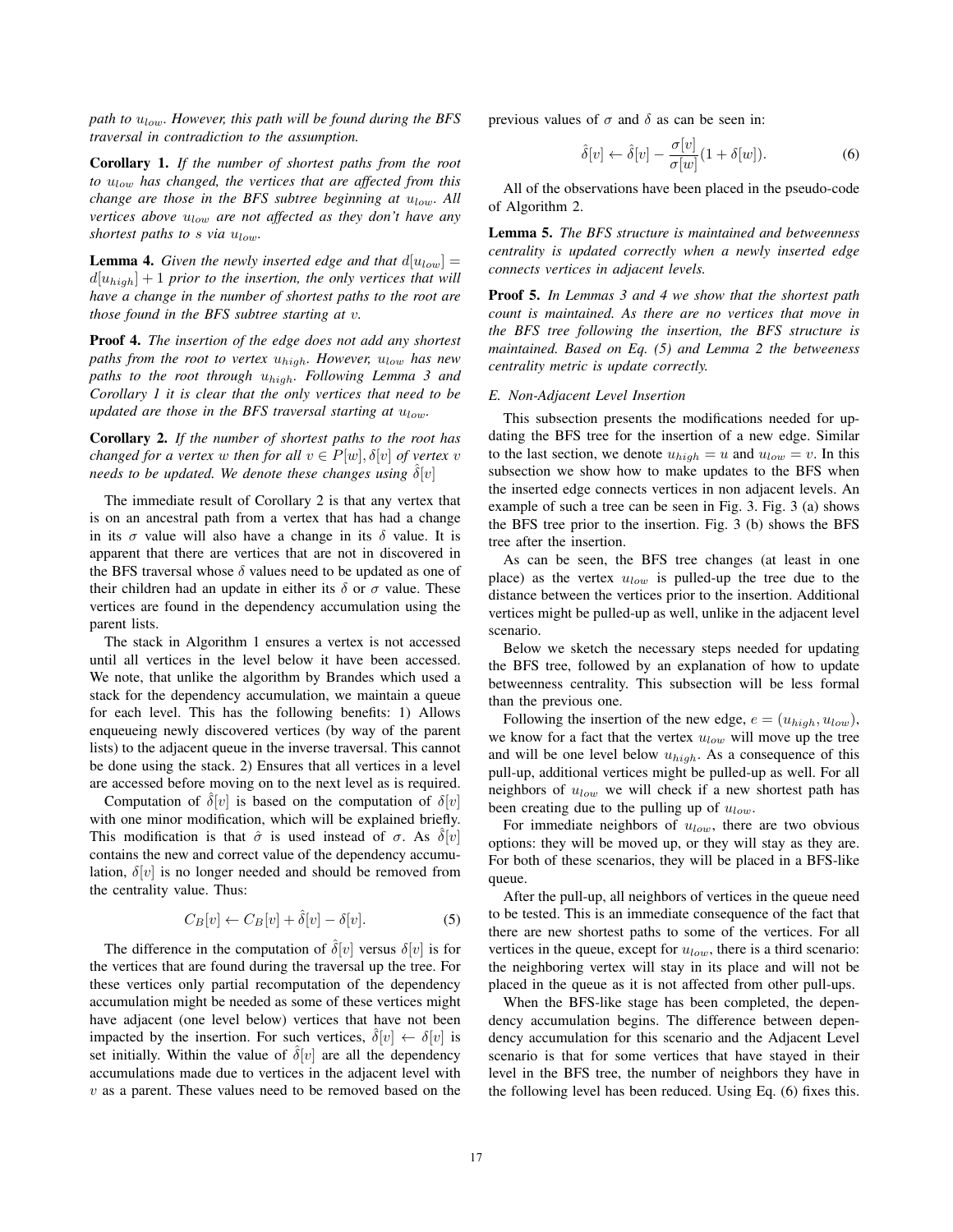*path to $u_{low}$. However, this path will be found during the BFS traversal in contradiction to the assumption.*

**Corollary 1.** *If the number of shortest paths from the root to $u_{low}$ has changed, the vertices that are affected from this change are those in the BFS subtree beginning at $u_{low}$. All vertices above $u_{low}$ are not affected as they don't have any shortest paths to s via $u_{low}$.*

**Lemma 4.** *Given the newly inserted edge and that $d[u_{low}] = d[u_{high}] + 1$ prior to the insertion, the only vertices that will have a change in the number of shortest paths to the root are those found in the BFS subtree starting at $v$.*

**Proof 4.** *The insertion of the edge does not add any shortest paths from the root to vertex $u_{high}$. However, $u_{low}$ has new paths to the root through $u_{high}$. Following Lemma 3 and Corollary 1 it is clear that the only vertices that need to be updated are those in the BFS traversal starting at $u_{low}$.*

**Corollary 2.** *If the number of shortest paths to the root has changed for a vertex $w$ then for all $v \in P[w]$, $\delta[v]$ of vertex $v$ needs to be updated. We denote these changes using $\hat{\delta}[v]$*

The immediate result of Corollary 2 is that any vertex that is on an ancestral path from a vertex that has had a change in its $\sigma$ value will also have a change in its $\delta$ value. It is apparent that there are vertices that are not in discovered in the BFS traversal whose $\delta$ values need to be updated as one of their children had an update in either its $\delta$ or $\sigma$ value. These vertices are found in the dependency accumulation using the parent lists.

The stack in Algorithm 1 ensures a vertex is not accessed until all vertices in the level below it have been accessed. We note, that unlike the algorithm by Brandes which used a stack for the dependency accumulation, we maintain a queue for each level. This has the following benefits: 1) Allows enqueueing newly discovered vertices (by way of the parent lists) to the adjacent queue in the inverse traversal. This cannot be done using the stack. 2) Ensures that all vertices in a level are accessed before moving on to the next level as is required.

Computation of $\hat{\delta}[v]$ is based on the computation of $\delta[v]$ with one minor modification, which will be explained briefly. This modification is that $\hat{\sigma}$ is used instead of $\sigma$. As $\hat{\delta}[v]$ contains the new and correct value of the dependency accumulation, $\delta[v]$ is no longer needed and should be removed from the centrality value. Thus:

$$C_B[v] \leftarrow C_B[v] + \hat{\delta}[v] - \delta[v]. \tag{5}$$

The difference in the computation of $\hat{\delta}[v]$ versus $\delta[v]$ is for the vertices that are found during the traversal up the tree. For these vertices only partial recomputation of the dependency accumulation might be needed as some of these vertices might have adjacent (one level below) vertices that have not been impacted by the insertion. For such vertices, $\hat{\delta}[v] \leftarrow \delta[v]$ is set initially. Within the value of $\hat{\delta}[v]$ are all the dependency accumulations made due to vertices in the adjacent level with $v$ as a parent. These values need to be removed based on the previous values of $\sigma$ and $\delta$ as can be seen in:

$$\hat{\delta}[v] \leftarrow \hat{\delta}[v] - \frac{\sigma[v]}{\sigma[w]}(1 + \delta[w]). \tag{6}$$

All of the observations have been placed in the pseudo-code of Algorithm 2.

**Lemma 5.** *The BFS structure is maintained and betweenness centrality is updated correctly when a newly inserted edge connects vertices in adjacent levels.*

**Proof 5.** *In Lemmas 3 and 4 we show that the shortest path count is maintained. As there are no vertices that move in the BFS tree following the insertion, the BFS structure is maintained. Based on Eq. (5) and Lemma 2 the betweeness centrality metric is update correctly.*

### *E. Non-Adjacent Level Insertion*

This subsection presents the modifications needed for updating the BFS tree for the insertion of a new edge. Similar to the last section, we denote $u_{high} = u$ and $u_{low} = v$. In this subsection we show how to make updates to the BFS when the inserted edge connects vertices in non adjacent levels. An example of such a tree can be seen in Fig. 3. Fig. 3 (a) shows the BFS tree prior to the insertion. Fig. 3 (b) shows the BFS tree after the insertion.

As can be seen, the BFS tree changes (at least in one place) as the vertex $u_{low}$ is pulled-up the tree due to the distance between the vertices prior to the insertion. Additional vertices might be pulled-up as well, unlike in the adjacent level scenario.

Below we sketch the necessary steps needed for updating the BFS tree, followed by an explanation of how to update betweenness centrality. This subsection will be less formal than the previous one.

Following the insertion of the new edge, $e = (u_{high}, u_{low})$, we know for a fact that the vertex $u_{low}$ will move up the tree and will be one level below $u_{high}$. As a consequence of this pull-up, additional vertices might be pulled-up as well. For all neighbors of $u_{low}$ we will check if a new shortest path has been creating due to the pulling up of $u_{low}$.

For immediate neighbors of $u_{low}$, there are two obvious options: they will be moved up, or they will stay as they are. For both of these scenarios, they will be placed in a BFS-like queue.

After the pull-up, all neighbors of vertices in the queue need to be tested. This is an immediate consequence of the fact that there are new shortest paths to some of the vertices. For all vertices in the queue, except for $u_{low}$, there is a third scenario: the neighboring vertex will stay in its place and will not be placed in the queue as it is not affected from other pull-ups.

When the BFS-like stage has been completed, the dependency accumulation begins. The difference between dependency accumulation for this scenario and the Adjacent Level scenario is that for some vertices that have stayed in their level in the BFS tree, the number of neighbors they have in the following level has been reduced. Using Eq. (6) fixes this.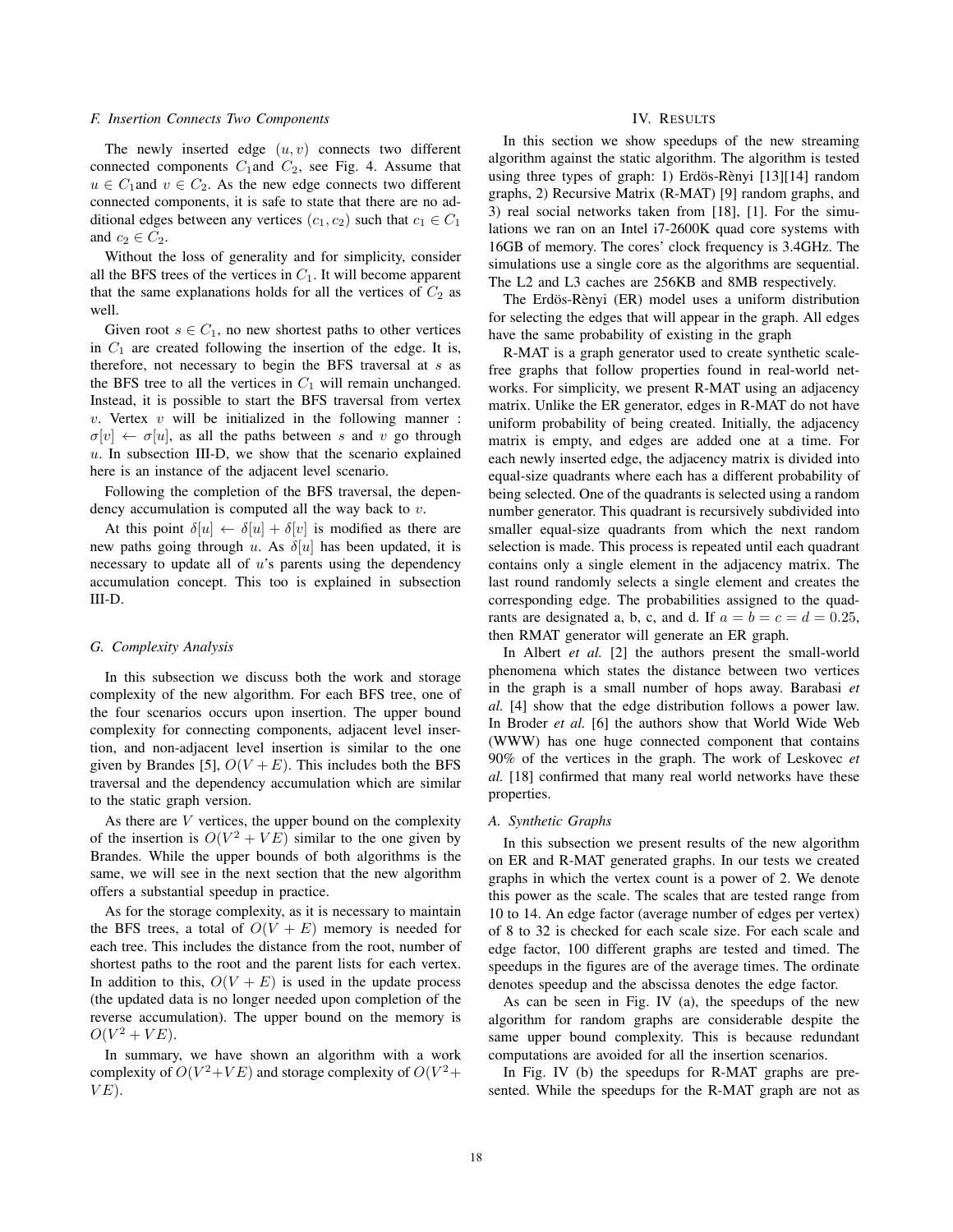### F. Insertion Connects Two Components

The newly inserted edge $(u, v)$ connects two different connected components $C_1$and $C_2$, see Fig. 4. Assume that $u \in C_1$and $v \in C_2$. As the new edge connects two different connected components, it is safe to state that there are no additional edges between any vertices $(c_1, c_2)$ such that $c_1 \in C_1$ and $c_2 \in C_2$.

Without the loss of generality and for simplicity, consider all the BFS trees of the vertices in $C_1$. It will become apparent that the same explanations holds for all the vertices of $C_2$ as well.

Given root $s \in C_1$, no new shortest paths to other vertices in $C_1$ are created following the insertion of the edge. It is, therefore, not necessary to begin the BFS traversal at $s$ as the BFS tree to all the vertices in $C_1$ will remain unchanged. Instead, it is possible to start the BFS traversal from vertex $v$. Vertex $v$ will be initialized in the following manner : $\sigma[v] \leftarrow \sigma[u]$, as all the paths between $s$ and $v$ go through $u$. In subsection III-D, we show that the scenario explained here is an instance of the adjacent level scenario.

Following the completion of the BFS traversal, the dependency accumulation is computed all the way back to $v$.

At this point $\delta[u] \leftarrow \delta[u] + \delta[v]$ is modified as there are new paths going through $u$. As $\delta[u]$ has been updated, it is necessary to update all of $u$'s parents using the dependency accumulation concept. This too is explained in subsection III-D.

### G. Complexity Analysis

In this subsection we discuss both the work and storage complexity of the new algorithm. For each BFS tree, one of the four scenarios occurs upon insertion. The upper bound complexity for connecting components, adjacent level insertion, and non-adjacent level insertion is similar to the one given by Brandes [5], $O(V + E)$. This includes both the BFS traversal and the dependency accumulation which are similar to the static graph version.

As there are $V$ vertices, the upper bound on the complexity of the insertion is $O(V^2 + VE)$ similar to the one given by Brandes. While the upper bounds of both algorithms is the same, we will see in the next section that the new algorithm offers a substantial speedup in practice.

As for the storage complexity, as it is necessary to maintain the BFS trees, a total of $O(V + E)$ memory is needed for each tree. This includes the distance from the root, number of shortest paths to the root and the parent lists for each vertex. In addition to this, $O(V + E)$ is used in the update process (the updated data is no longer needed upon completion of the reverse accumulation). The upper bound on the memory is $O(V^2 + VE)$.

In summary, we have shown an algorithm with a work complexity of $O(V^2+VE)$ and storage complexity of $O(V^2+VE)$.

## IV. Results

In this section we show speedups of the new streaming algorithm against the static algorithm. The algorithm is tested using three types of graph: 1) Erdös-Rènyi [13][14] random graphs, 2) Recursive Matrix (R-MAT) [9] random graphs, and 3) real social networks taken from [18], [1]. For the simulations we ran on an Intel i7-2600K quad core systems with 16GB of memory. The cores' clock frequency is 3.4GHz. The simulations use a single core as the algorithms are sequential. The L2 and L3 caches are 256KB and 8MB respectively.

The Erdös-Rènyi (ER) model uses a uniform distribution for selecting the edges that will appear in the graph. All edges have the same probability of existing in the graph

R-MAT is a graph generator used to create synthetic scale-free graphs that follow properties found in real-world networks. For simplicity, we present R-MAT using an adjacency matrix. Unlike the ER generator, edges in R-MAT do not have uniform probability of being created. Initially, the adjacency matrix is empty, and edges are added one at a time. For each newly inserted edge, the adjacency matrix is divided into equal-size quadrants where each has a different probability of being selected. One of the quadrants is selected using a random number generator. This quadrant is recursively subdivided into smaller equal-size quadrants from which the next random selection is made. This process is repeated until each quadrant contains only a single element in the adjacency matrix. The last round randomly selects a single element and creates the corresponding edge. The probabilities assigned to the quadrants are designated a, b, c, and d. If $a = b = c = d = 0.25$, then RMAT generator will generate an ER graph.

In Albert *et al.* [2] the authors present the small-world phenomena which states the distance between two vertices in the graph is a small number of hops away. Barabasi *et al.* [4] show that the edge distribution follows a power law. In Broder *et al.* [6] the authors show that World Wide Web (WWW) has one huge connected component that contains 90% of the vertices in the graph. The work of Leskovec *et al.* [18] confirmed that many real world networks have these properties.

### A. Synthetic Graphs

In this subsection we present results of the new algorithm on ER and R-MAT generated graphs. In our tests we created graphs in which the vertex count is a power of 2. We denote this power as the scale. The scales that are tested range from 10 to 14. An edge factor (average number of edges per vertex) of 8 to 32 is checked for each scale size. For each scale and edge factor, 100 different graphs are tested and timed. The speedups in the figures are of the average times. The ordinate denotes speedup and the abscissa denotes the edge factor.

As can be seen in Fig. IV (a), the speedups of the new algorithm for random graphs are considerable despite the same upper bound complexity. This is because redundant computations are avoided for all the insertion scenarios.

In Fig. IV (b) the speedups for R-MAT graphs are presented. While the speedups for the R-MAT graph are not as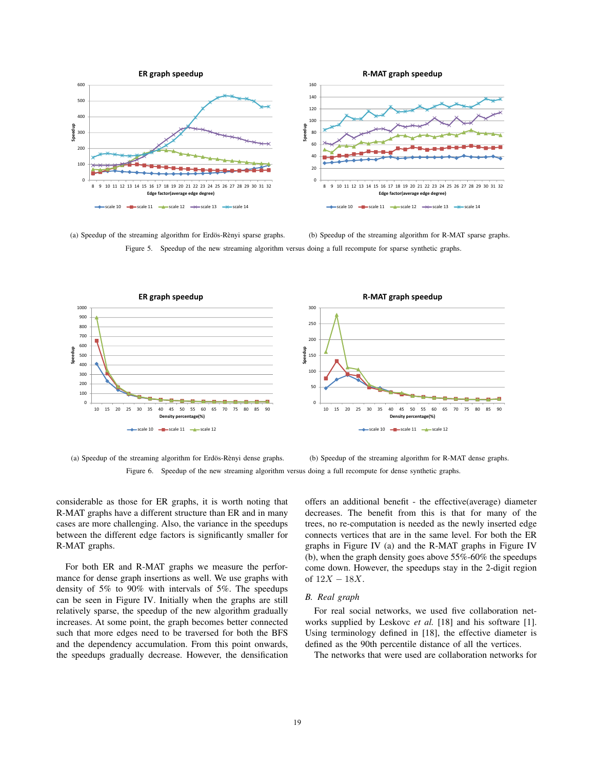(a) Speedup of the streaming algorithm for Erdös-Rènyi sparse graphs.

(b) Speedup of the streaming algorithm for R-MAT sparse graphs.

Figure 5. Speedup of the new streaming algorithm versus doing a full recompute for sparse synthetic graphs.

(a) Speedup of the streaming algorithm for Erdös-Rènyi dense graphs.

(b) Speedup of the streaming algorithm for R-MAT dense graphs.

Figure 6. Speedup of the new streaming algorithm versus doing a full recompute for dense synthetic graphs.

considerable as those for ER graphs, it is worth noting that R-MAT graphs have a different structure than ER and in many cases are more challenging. Also, the variance in the speedups between the different edge factors is significantly smaller for R-MAT graphs.

For both ER and R-MAT graphs we measure the performance for dense graph insertions as well. We use graphs with density of 5% to 90% with intervals of 5%. The speedups can be seen in Figure IV. Initially when the graphs are still relatively sparse, the speedup of the new algorithm gradually increases. At some point, the graph becomes better connected such that more edges need to be traversed for both the BFS and the dependency accumulation. From this point onwards, the speedups gradually decrease. However, the densification offers an additional benefit - the effective(average) diameter decreases. The benefit from this is that for many of the trees, no re-computation is needed as the newly inserted edge connects vertices that are in the same level. For both the ER graphs in Figure IV (a) and the R-MAT graphs in Figure IV (b), when the graph density goes above 55%-60% the speedups come down. However, the speedups stay in the 2-digit region of $12X - 18X$.

### B. Real graph

For real social networks, we used five collaboration networks supplied by Leskovc *et al.* [18] and his software [1]. Using terminology defined in [18], the effective diameter is defined as the 90th percentile distance of all the vertices.

The networks that were used are collaboration networks for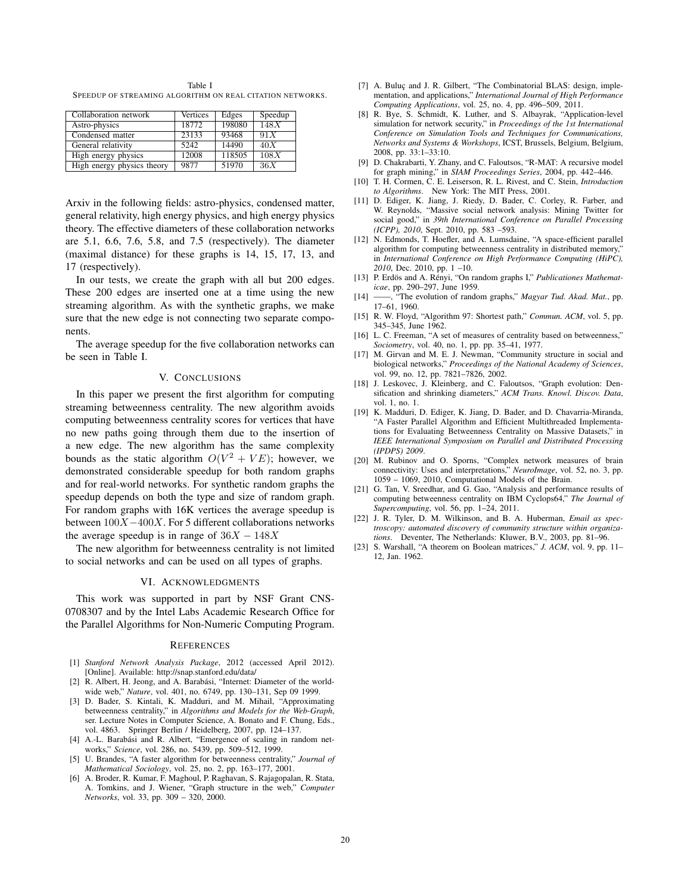Table I
SPEEDUP OF STREAMING ALGORITHM ON REAL CITATION NETWORKS.

| Collaboration network | Vertices | Edges | Speedup |
| --- | --- | --- | --- |
| Astro-physics | 18772 | 198080 | $148X$ |
| Condensed matter | 23133 | 93468 | $91X$ |
| General relativity | 5242 | 14490 | $40X$ |
| High energy physics | 12008 | 118505 | $108X$ |
| High energy physics theory | 9877 | 51970 | $36X$ |

Arxiv in the following fields: astro-physics, condensed matter, general relativity, high energy physics, and high energy physics theory. The effective diameters of these collaboration networks are 5.1, 6.6, 7.6, 5.8, and 7.5 (respectively). The diameter (maximal distance) for these graphs is 14, 15, 17, 13, and 17 (respectively).

In our tests, we create the graph with all but 200 edges. These 200 edges are inserted one at a time using the new streaming algorithm. As with the synthetic graphs, we make sure that the new edge is not connecting two separate components.

The average speedup for the five collaboration networks can be seen in Table I.

## V. CONCLUSIONS

In this paper we present the first algorithm for computing streaming betweenness centrality. The new algorithm avoids computing betweenness centrality scores for vertices that have no new paths going through them due to the insertion of a new edge. The new algorithm has the same complexity bounds as the static algorithm $O(V^2 + VE)$; however, we demonstrated considerable speedup for both random graphs and for real-world networks. For synthetic random graphs the speedup depends on both the type and size of random graph. For random graphs with 16K vertices the average speedup is between $100X - 400X$. For 5 different collaborations networks the average speedup is in range of $36X - 148X$

The new algorithm for betweenness centrality is not limited to social networks and can be used on all types of graphs.

## VI. ACKNOWLEDGMENTS

This work was supported in part by NSF Grant CNS-0708307 and by the Intel Labs Academic Research Office for the Parallel Algorithms for Non-Numeric Computing Program.

## REFERENCES

[1] *Stanford Network Analysis Package*, 2012 (accessed April 2012). [Online]. Available: http://snap.stanford.edu/data/

[2] R. Albert, H. Jeong, and A. Barabási, "Internet: Diameter of the world-wide web," *Nature*, vol. 401, no. 6749, pp. 130–131, Sep 09 1999.

[3] D. Bader, S. Kintali, K. Madduri, and M. Mihail, "Approximating betweenness centrality," in *Algorithms and Models for the Web-Graph*, ser. Lecture Notes in Computer Science, A. Bonato and F. Chung, Eds., vol. 4863. Springer Berlin / Heidelberg, 2007, pp. 124–137.

[4] A.-L. Barabási and R. Albert, "Emergence of scaling in random networks," *Science*, vol. 286, no. 5439, pp. 509–512, 1999.

[5] U. Brandes, "A faster algorithm for betweenness centrality," *Journal of Mathematical Sociology*, vol. 25, no. 2, pp. 163–177, 2001.

[6] A. Broder, R. Kumar, F. Maghoul, P. Raghavan, S. Rajagopalan, R. Stata, A. Tomkins, and J. Wiener, "Graph structure in the web," *Computer Networks*, vol. 33, pp. 309 – 320, 2000.

[7] A. Buluç and J. R. Gilbert, "The Combinatorial BLAS: design, implementation, and applications," *International Journal of High Performance Computing Applications*, vol. 25, no. 4, pp. 496–509, 2011.

[8] R. Bye, S. Schmidt, K. Luther, and S. Albayrak, "Application-level simulation for network security," in *Proceedings of the 1st International Conference on Simulation Tools and Techniques for Communications, Networks and Systems & Workshops*, ICST, Brussels, Belgium, Belgium, 2008, pp. 33:1–33:10.

[9] D. Chakrabarti, Y. Zhany, and C. Faloutsos, "R-MAT: A recursive model for graph mining," in *SIAM Proceedings Series*, 2004, pp. 442–446.

[10] T. H. Cormen, C. E. Leiserson, R. L. Rivest, and C. Stein, *Introduction to Algorithms*. New York: The MIT Press, 2001.

[11] D. Ediger, K. Jiang, J. Riedy, D. Bader, C. Corley, R. Farber, and W. Reynolds, "Massive social network analysis: Mining Twitter for social good," in *39th International Conference on Parallel Processing (ICPP), 2010*, Sept. 2010, pp. 583 –593.

[12] N. Edmonds, T. Hoefler, and A. Lumsdaine, "A space-efficient parallel algorithm for computing betweenness centrality in distributed memory," in *International Conference on High Performance Computing (HiPC), 2010*, Dec. 2010, pp. 1 –10.

[13] P. Erdös and A. Rényi, "On random graphs I," *Publicationes Mathematicae*, pp. 290–297, June 1959.

[14] ——, "The evolution of random graphs," *Magyar Tud. Akad. Mat.*, pp. 17–61, 1960.

[15] R. W. Floyd, "Algorithm 97: Shortest path," *Commun. ACM*, vol. 5, pp. 345–345, June 1962.

[16] L. C. Freeman, "A set of measures of centrality based on betweenness," *Sociometry*, vol. 40, no. 1, pp. pp. 35–41, 1977.

[17] M. Girvan and M. E. J. Newman, "Community structure in social and biological networks," *Proceedings of the National Academy of Sciences*, vol. 99, no. 12, pp. 7821–7826, 2002.

[18] J. Leskovec, J. Kleinberg, and C. Faloutsos, "Graph evolution: Densification and shrinking diameters," *ACM Trans. Knowl. Discov. Data*, vol. 1, no. 1.

[19] K. Madduri, D. Ediger, K. Jiang, D. Bader, and D. Chavarria-Miranda, "A Faster Parallel Algorithm and Efficient Multithreaded Implementations for Evaluating Betweenness Centrality on Massive Datasets," in *IEEE International Symposium on Parallel and Distributed Processing (IPDPS) 2009*.

[20] M. Rubinov and O. Sporns, "Complex network measures of brain connectivity: Uses and interpretations," *NeuroImage*, vol. 52, no. 3, pp. 1059 – 1069, 2010, Computational Models of the Brain.

[21] G. Tan, V. Sreedhar, and G. Gao, "Analysis and performance results of computing betweenness centrality on IBM Cyclops64," *The Journal of Supercomputing*, vol. 56, pp. 1–24, 2011.

[22] J. R. Tyler, D. M. Wilkinson, and B. A. Huberman, *Email as spectroscopy: automated discovery of community structure within organizations*. Deventer, The Netherlands: Kluwer, B.V., 2003, pp. 81–96.

[23] S. Warshall, "A theorem on Boolean matrices," *J. ACM*, vol. 9, pp. 11–12, Jan. 1962.